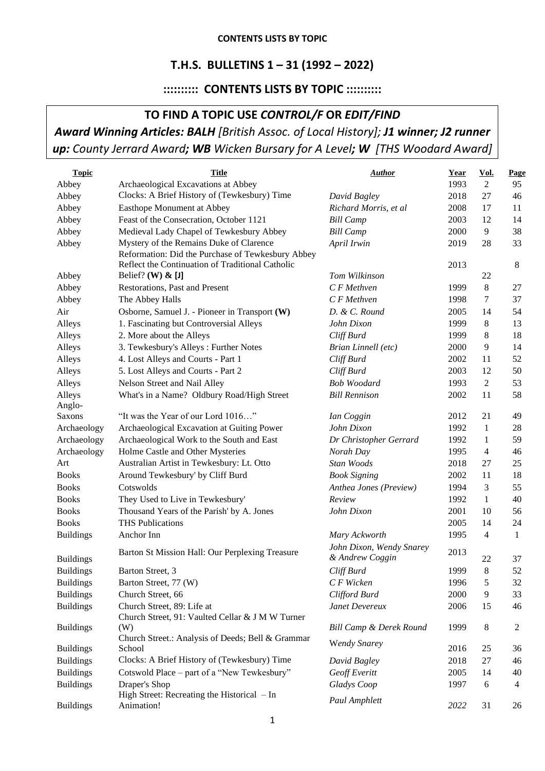**CONTENTS LISTS BY TOPIC**

## T.H.S. BULLETINS 1 – 31 (1992 – 2022)

## :::::::::: CONTENTS LISTS BY TOPIC ::::::::::

### TO FIND A TOPIC USE *CONTROL/F* OR *EDIT/FIND*

***Award Winning Articles: BALH** [British Assoc. of Local History]; **J1 winner; J2 runner up:** County Jerrard Award**; WB** Wicken Bursary for A Level**; W** [THS Woodard Award]*

| Topic | Title | Author | Year | Vol. | Page |
|---|---|---|---|---|---|
| Abbey | Archaeological Excavations at Abbey | | 1993 | 2 | 95 |
| Abbey | Clocks: A Brief History of (Tewkesbury) Time | *David Bagley* | 2018 | 27 | 46 |
| Abbey | Easthope Monument at Abbey | *Richard Morris, et al* | 2008 | 17 | 11 |
| Abbey | Feast of the Consecration, October 1121 | *Bill Camp* | 2003 | 12 | 14 |
| Abbey | Medieval Lady Chapel of Tewkesbury Abbey | *Bill Camp* | 2000 | 9 | 38 |
| Abbey | Mystery of the Remains Duke of Clarence | *April Irwin* | 2019 | 28 | 33 |
| Abbey | Reformation: Did the Purchase of Tewkesbury Abbey Reflect the Continuation of Traditional Catholic Belief? **(W) & [J]** | *Tom Wilkinson* | 2013 | 22 | 8 |
| Abbey | Restorations, Past and Present | *C F Methven* | 1999 | 8 | 27 |
| Abbey | The Abbey Halls | *C F Methven* | 1998 | 7 | 37 |
| Air | Osborne, Samuel J. - Pioneer in Transport **(W)** | *D. & C. Round* | 2005 | 14 | 54 |
| Alleys | 1. Fascinating but Controversial Alleys | *John Dixon* | 1999 | 8 | 13 |
| Alleys | 2. More about the Alleys | *Cliff Burd* | 1999 | 8 | 18 |
| Alleys | 3. Tewkesbury's Alleys : Further Notes | *Brian Linnell (etc)* | 2000 | 9 | 14 |
| Alleys | 4. Lost Alleys and Courts - Part 1 | *Cliff Burd* | 2002 | 11 | 52 |
| Alleys | 5. Lost Alleys and Courts - Part 2 | *Cliff Burd* | 2003 | 12 | 50 |
| Alleys | Nelson Street and Nail Alley | *Bob Woodard* | 1993 | 2 | 53 |
| Alleys | What's in a Name? Oldbury Road/High Street | *Bill Rennison* | 2002 | 11 | 58 |
| Anglo-Saxons | "It was the Year of our Lord 1016…" | *Ian Coggin* | 2012 | 21 | 49 |
| Archaeology | Archaeological Excavation at Guiting Power | *John Dixon* | 1992 | 1 | 28 |
| Archaeology | Archaeological Work to the South and East | *Dr Christopher Gerrard* | 1992 | 1 | 59 |
| Archaeology | Holme Castle and Other Mysteries | *Norah Day* | 1995 | 4 | 46 |
| Art | Australian Artist in Tewkesbury: Lt. Otto | *Stan Woods* | 2018 | 27 | 25 |
| Books | Around Tewkesbury' by Cliff Burd | *Book Signing* | 2002 | 11 | 18 |
| Books | Cotswolds | *Anthea Jones (Preview)* | 1994 | 3 | 55 |
| Books | They Used to Live in Tewkesbury' | *Review* | 1992 | 1 | 40 |
| Books | Thousand Years of the Parish' by A. Jones | *John Dixon* | 2001 | 10 | 56 |
| Books | THS Publications | | 2005 | 14 | 24 |
| Buildings | Anchor Inn | *Mary Ackworth* | 1995 | 4 | 1 |
| Buildings | Barton St Mission Hall: Our Perplexing Treasure | *John Dixon, Wendy Snarey & Andrew Coggin* | 2013 | 22 | 37 |
| Buildings | Barton Street, 3 | *Cliff Burd* | 1999 | 8 | 52 |
| Buildings | Barton Street, 77 (W) | *C F Wicken* | 1996 | 5 | 32 |
| Buildings | Church Street, 66 | *Clifford Burd* | 2000 | 9 | 33 |
| Buildings | Church Street, 89: Life at | *Janet Devereux* | 2006 | 15 | 46 |
| Buildings | Church Street, 91: Vaulted Cellar & J M W Turner (W) | *Bill Camp & Derek Round* | 1999 | 8 | 2 |
| Buildings | Church Street.: Analysis of Deeds; Bell & Grammar School | *Wendy Snarey* | 2016 | 25 | 36 |
| Buildings | Clocks: A Brief History of (Tewkesbury) Time | *David Bagley* | 2018 | 27 | 46 |
| Buildings | Cotswold Place – part of a "New Tewkesbury" | *Geoff Everitt* | 2005 | 14 | 40 |
| Buildings | Draper's Shop | *Gladys Coop* | 1997 | 6 | 4 |
| Buildings | High Street: Recreating the Historical – In Animation! | *Paul Amphlett* | *2022* | 31 | 26 |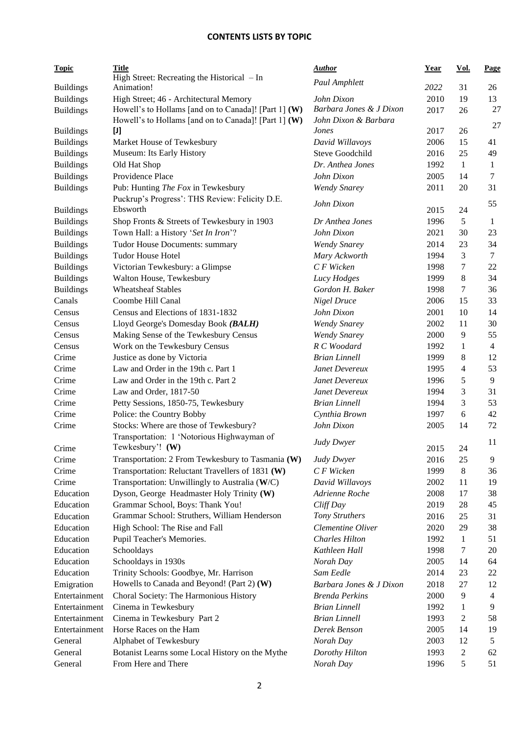## CONTENTS LISTS BY TOPIC

| Topic | Title | Author | Year | Vol. | Page |
|---|---|---|---|---|---|
| Buildings | High Street: Recreating the Historical – In Animation! | *Paul Amphlett* | *2022* | 31 | 26 |
| Buildings | High Street; 46 - Architectural Memory | *John Dixon* | 2010 | 19 | 13 |
| Buildings | Howell's to Hollams [and on to Canada]! [Part 1] **(W)** | *Barbara Jones & J Dixon* | 2017 | 26 | 27 |
| Buildings | Howell's to Hollams [and on to Canada]! [Part 1] **(W) [J]** | *John Dixon & Barbara Jones* | 2017 | 26 | 27 |
| Buildings | Market House of Tewkesbury | *David Willavoys* | 2006 | 15 | 41 |
| Buildings | Museum: Its Early History | Steve Goodchild | 2016 | 25 | 49 |
| Buildings | Old Hat Shop | *Dr. Anthea Jones* | 1992 | 1 | 1 |
| Buildings | Providence Place | *John Dixon* | 2005 | 14 | 7 |
| Buildings | Pub: Hunting *The Fox* in Tewkesbury | *Wendy Snarey* | 2011 | 20 | 31 |
| Buildings | Puckrup's Progress': THS Review: Felicity D.E. Ebsworth | *John Dixon* | 2015 | 24 | 55 |
| Buildings | Shop Fronts & Streets of Tewkesbury in 1903 | *Dr Anthea Jones* | 1996 | 5 | 1 |
| Buildings | Town Hall: a History '*Set In Iron*'? | *John Dixon* | 2021 | 30 | 23 |
| Buildings | Tudor House Documents: summary | *Wendy Snarey* | 2014 | 23 | 34 |
| Buildings | Tudor House Hotel | *Mary Ackworth* | 1994 | 3 | 7 |
| Buildings | Victorian Tewkesbury: a Glimpse | *C F Wicken* | 1998 | 7 | 22 |
| Buildings | Walton House, Tewkesbury | *Lucy Hodges* | 1999 | 8 | 34 |
| Buildings | Wheatsheaf Stables | *Gordon H. Baker* | 1998 | 7 | 36 |
| Canals | Coombe Hill Canal | *Nigel Druce* | 2006 | 15 | 33 |
| Census | Census and Elections of 1831-1832 | *John Dixon* | 2001 | 10 | 14 |
| Census | Lloyd George's Domesday Book ***(BALH)*** | *Wendy Snarey* | 2002 | 11 | 30 |
| Census | Making Sense of the Tewkesbury Census | *Wendy Snarey* | 2000 | 9 | 55 |
| Census | Work on the Tewkesbury Census | *R C Woodard* | 1992 | 1 | 4 |
| Crime | Justice as done by Victoria | *Brian Linnell* | 1999 | 8 | 12 |
| Crime | Law and Order in the 19th c. Part 1 | *Janet Devereux* | 1995 | 4 | 53 |
| Crime | Law and Order in the 19th c. Part 2 | *Janet Devereux* | 1996 | 5 | 9 |
| Crime | Law and Order, 1817-50 | *Janet Devereux* | 1994 | 3 | 31 |
| Crime | Petty Sessions, 1850-75, Tewkesbury | *Brian Linnell* | 1994 | 3 | 53 |
| Crime | Police: the Country Bobby | *Cynthia Brown* | 1997 | 6 | 42 |
| Crime | Stocks: Where are those of Tewkesbury? | *John Dixon* | 2005 | 14 | 72 |
| Crime | Transportation: 1 'Notorious Highwayman of Tewkesbury'! **(W)** | *Judy Dwyer* | 2015 | 24 | 11 |
| Crime | Transportation: 2 From Tewkesbury to Tasmania **(W)** | *Judy Dwyer* | 2016 | 25 | 9 |
| Crime | Transportation: Reluctant Travellers of 1831 **(W)** | *C F Wicken* | 1999 | 8 | 36 |
| Crime | Transportation: Unwillingly to Australia (**W**/C) | *David Willavoys* | 2002 | 11 | 19 |
| Education | Dyson, George Headmaster Holy Trinity **(W)** | *Adrienne Roche* | 2008 | 17 | 38 |
| Education | Grammar School, Boys: Thank You! | *Cliff Day* | 2019 | 28 | 45 |
| Education | Grammar School: Struthers, William Henderson | *Tony Struthers* | 2016 | 25 | 31 |
| Education | High School: The Rise and Fall | *Clementine Oliver* | 2020 | 29 | 38 |
| Education | Pupil Teacher's Memories. | *Charles Hilton* | 1992 | 1 | 51 |
| Education | Schooldays | *Kathleen Hall* | 1998 | 7 | 20 |
| Education | Schooldays in 1930s | *Norah Day* | 2005 | 14 | 64 |
| Education | Trinity Schools: Goodbye, Mr. Harrison | *Sam Eedle* | 2014 | 23 | 22 |
| Emigration | Howells to Canada and Beyond! (Part 2) **(W)** | *Barbara Jones & J Dixon* | 2018 | 27 | 12 |
| Entertainment | Choral Society: The Harmonious History | *Brenda Perkins* | 2000 | 9 | 4 |
| Entertainment | Cinema in Tewkesbury | *Brian Linnell* | 1992 | 1 | 9 |
| Entertainment | Cinema in Tewkesbury Part 2 | *Brian Linnell* | 1993 | 2 | 58 |
| Entertainment | Horse Races on the Ham | *Derek Benson* | 2005 | 14 | 19 |
| General | Alphabet of Tewkesbury | *Norah Day* | 2003 | 12 | 5 |
| General | Botanist Learns some Local History on the Mythe | *Dorothy Hilton* | 1993 | 2 | 62 |
| General | From Here and There | *Norah Day* | 1996 | 5 | 51 |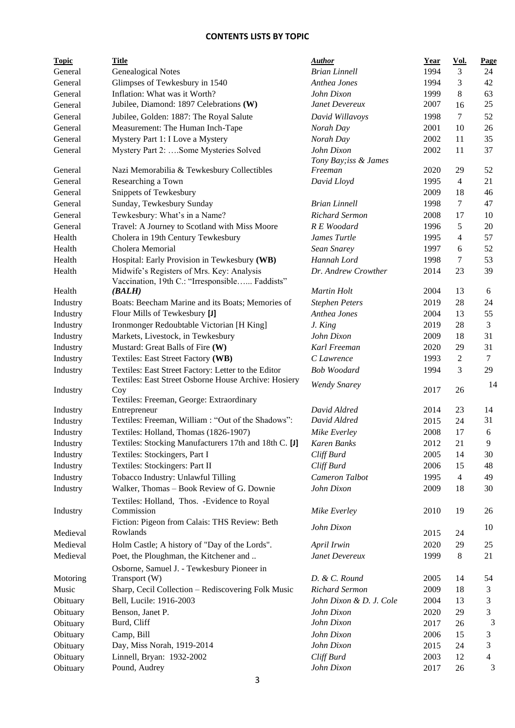## CONTENTS LISTS BY TOPIC

| Topic | Title | Author | Year | Vol. | Page |
|---|---|---|---|---|---|
| General | Genealogical Notes | *Brian Linnell* | 1994 | 3 | 24 |
| General | Glimpses of Tewkesbury in 1540 | *Anthea Jones* | 1994 | 3 | 42 |
| General | Inflation: What was it Worth? | *John Dixon* | 1999 | 8 | 63 |
| General | Jubilee, Diamond: 1897 Celebrations **(W)** | *Janet Devereux* | 2007 | 16 | 25 |
| General | Jubilee, Golden: 1887: The Royal Salute | *David Willavoys* | 1998 | 7 | 52 |
| General | Measurement: The Human Inch-Tape | *Norah Day* | 2001 | 10 | 26 |
| General | Mystery Part 1: I Love a Mystery | *Norah Day* | 2002 | 11 | 35 |
| General | Mystery Part 2: ….Some Mysteries Solved | *John Dixon* | 2002 | 11 | 37 |
| General | Nazi Memorabilia & Tewkesbury Collectibles | *Tony Bay;iss & James Freeman* | 2020 | 29 | 52 |
| General | Researching a Town | *David Lloyd* | 1995 | 4 | 21 |
| General | Snippets of Tewkesbury | | 2009 | 18 | 46 |
| General | Sunday, Tewkesbury Sunday | *Brian Linnell* | 1998 | 7 | 47 |
| General | Tewkesbury: What's in a Name? | *Richard Sermon* | 2008 | 17 | 10 |
| General | Travel: A Journey to Scotland with Miss Moore | *R E Woodard* | 1996 | 5 | 20 |
| Health | Cholera in 19th Century Tewkesbury | *James Turtle* | 1995 | 4 | 57 |
| Health | Cholera Memorial | *Sean Snarey* | 1997 | 6 | 52 |
| Health | Hospital: Early Provision in Tewkesbury **(WB)** | *Hannah Lord* | 1998 | 7 | 53 |
| Health | Midwife's Registers of Mrs. Key: Analysis | *Dr. Andrew Crowther* | 2014 | 23 | 39 |
| Health | Vaccination, 19th C.: "Irresponsible…... Faddists" ***(BALH)*** | *Martin Holt* | 2004 | 13 | 6 |
| Industry | Boats: Beecham Marine and its Boats; Memories of | *Stephen Peters* | 2019 | 28 | 24 |
| Industry | Flour Mills of Tewkesbury **[J]** | *Anthea Jones* | 2004 | 13 | 55 |
| Industry | Ironmonger Redoubtable Victorian [H King] | *J. King* | 2019 | 28 | 3 |
| Industry | Markets, Livestock, in Tewkesbury | *John Dixon* | 2009 | 18 | 31 |
| Industry | Mustard: Great Balls of Fire **(W)** | *Karl Freeman* | 2020 | 29 | 31 |
| Industry | Textiles: East Street Factory **(WB)** | *C Lawrence* | 1993 | 2 | 7 |
| Industry | Textiles: East Street Factory: Letter to the Editor | *Bob Woodard* | 1994 | 3 | 29 |
| Industry | Textiles: East Street Osborne House Archive: Hosiery Coy | *Wendy Snarey* | 2017 | 26 | 14 |
| Industry | Textiles: Freeman, George: Extraordinary Entrepreneur | *David Aldred* | 2014 | 23 | 14 |
| Industry | Textiles: Freeman, William : "Out of the Shadows": | *David Aldred* | 2015 | 24 | 31 |
| Industry | Textiles: Holland, Thomas (1826-1907) | *Mike Everley* | 2008 | 17 | 6 |
| Industry | Textiles: Stocking Manufacturers 17th and 18th C. **[J]** | *Karen Banks* | 2012 | 21 | 9 |
| Industry | Textiles: Stockingers, Part I | *Cliff Burd* | 2005 | 14 | 30 |
| Industry | Textiles: Stockingers: Part II | *Cliff Burd* | 2006 | 15 | 48 |
| Industry | Tobacco Industry: Unlawful Tilling | *Cameron Talbot* | 1995 | 4 | 49 |
| Industry | Walker, Thomas – Book Review of G. Downie | *John Dixon* | 2009 | 18 | 30 |
| Industry | Textiles: Holland, Thos. -Evidence to Royal Commission | *Mike Everley* | 2010 | 19 | 26 |
| Medieval | Fiction: Pigeon from Calais: THS Review: Beth Rowlands | *John Dixon* | 2015 | 24 | 10 |
| Medieval | Holm Castle; A history of "Day of the Lords". | *April Irwin* | 2020 | 29 | 25 |
| Medieval | Poet, the Ploughman, the Kitchener and .. | *Janet Devereux* | 1999 | 8 | 21 |
| Motoring | Osborne, Samuel J. - Tewkesbury Pioneer in Transport (W) | *D. & C. Round* | 2005 | 14 | 54 |
| Music | Sharp, Cecil Collection – Rediscovering Folk Music | *Richard Sermon* | 2009 | 18 | 3 |
| Obituary | Bell, Lucile: 1916-2003 | *John Dixon & D. J. Cole* | 2004 | 13 | 3 |
| Obituary | Benson, Janet P. | *John Dixon* | 2020 | 29 | 3 |
| Obituary | Burd, Cliff | *John Dixon* | 2017 | 26 | 3 |
| Obituary | Camp, Bill | *John Dixon* | 2006 | 15 | 3 |
| Obituary | Day, Miss Norah, 1919-2014 | *John Dixon* | 2015 | 24 | 3 |
| Obituary | Linnell, Bryan: 1932-2002 | *Cliff Burd* | 2003 | 12 | 4 |
| Obituary | Pound, Audrey | *John Dixon* | 2017 | 26 | 3 |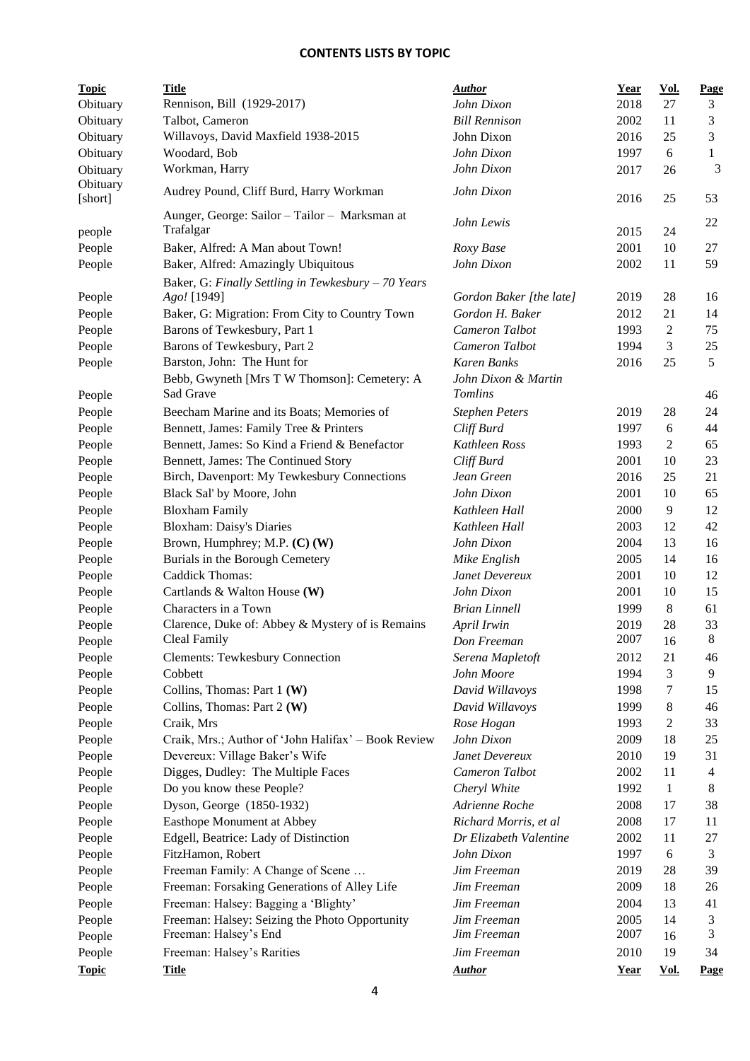**CONTENTS LISTS BY TOPIC**

| Topic | Title | Author | Year | Vol. | Page |
|---|---|---|---|---|---|
| Obituary | Rennison, Bill (1929-2017) | *John Dixon* | 2018 | 27 | 3 |
| Obituary | Talbot, Cameron | *Bill Rennison* | 2002 | 11 | 3 |
| Obituary | Willavoys, David Maxfield 1938-2015 | John Dixon | 2016 | 25 | 3 |
| Obituary | Woodard, Bob | *John Dixon* | 1997 | 6 | 1 |
| Obituary | Workman, Harry | *John Dixon* | 2017 | 26 | 3 |
| Obituary [short] | Audrey Pound, Cliff Burd, Harry Workman | *John Dixon* | 2016 | 25 | 53 |
| people | Aunger, George: Sailor – Tailor – Marksman at Trafalgar | *John Lewis* | 2015 | 24 | 22 |
| People | Baker, Alfred: A Man about Town! | *Roxy Base* | 2001 | 10 | 27 |
| People | Baker, Alfred: Amazingly Ubiquitous | *John Dixon* | 2002 | 11 | 59 |
| People | Baker, G: *Finally Settling in Tewkesbury – 70 Years Ago!* [1949] | *Gordon Baker [the late]* | 2019 | 28 | 16 |
| People | Baker, G: Migration: From City to Country Town | *Gordon H. Baker* | 2012 | 21 | 14 |
| People | Barons of Tewkesbury, Part 1 | *Cameron Talbot* | 1993 | 2 | 75 |
| People | Barons of Tewkesbury, Part 2 | *Cameron Talbot* | 1994 | 3 | 25 |
| People | Barston, John: The Hunt for | *Karen Banks* | 2016 | 25 | 5 |
| People | Bebb, Gwyneth [Mrs T W Thomson]: Cemetery: A Sad Grave | *John Dixon & Martin Tomlins* | | | 46 |
| People | Beecham Marine and its Boats; Memories of | *Stephen Peters* | 2019 | 28 | 24 |
| People | Bennett, James: Family Tree & Printers | *Cliff Burd* | 1997 | 6 | 44 |
| People | Bennett, James: So Kind a Friend & Benefactor | *Kathleen Ross* | 1993 | 2 | 65 |
| People | Bennett, James: The Continued Story | *Cliff Burd* | 2001 | 10 | 23 |
| People | Birch, Davenport: My Tewkesbury Connections | *Jean Green* | 2016 | 25 | 21 |
| People | Black Sal' by Moore, John | *John Dixon* | 2001 | 10 | 65 |
| People | Bloxham Family | *Kathleen Hall* | 2000 | 9 | 12 |
| People | Bloxham: Daisy's Diaries | *Kathleen Hall* | 2003 | 12 | 42 |
| People | Brown, Humphrey; M.P. **(C) (W)** | *John Dixon* | 2004 | 13 | 16 |
| People | Burials in the Borough Cemetery | *Mike English* | 2005 | 14 | 16 |
| People | Caddick Thomas: | *Janet Devereux* | 2001 | 10 | 12 |
| People | Cartlands & Walton House **(W)** | *John Dixon* | 2001 | 10 | 15 |
| People | Characters in a Town | *Brian Linnell* | 1999 | 8 | 61 |
| People | Clarence, Duke of: Abbey & Mystery of is Remains | *April Irwin* | 2019 | 28 | 33 |
| People | Cleal Family | *Don Freeman* | 2007 | 16 | 8 |
| People | Clements: Tewkesbury Connection | *Serena Mapletoft* | 2012 | 21 | 46 |
| People | Cobbett | *John Moore* | 1994 | 3 | 9 |
| People | Collins, Thomas: Part 1 **(W)** | *David Willavoys* | 1998 | 7 | 15 |
| People | Collins, Thomas: Part 2 **(W)** | *David Willavoys* | 1999 | 8 | 46 |
| People | Craik, Mrs | *Rose Hogan* | 1993 | 2 | 33 |
| People | Craik, Mrs.; Author of 'John Halifax' – Book Review | *John Dixon* | 2009 | 18 | 25 |
| People | Devereux: Village Baker's Wife | *Janet Devereux* | 2010 | 19 | 31 |
| People | Digges, Dudley: The Multiple Faces | *Cameron Talbot* | 2002 | 11 | 4 |
| People | Do you know these People? | *Cheryl White* | 1992 | 1 | 8 |
| People | Dyson, George (1850-1932) | *Adrienne Roche* | 2008 | 17 | 38 |
| People | Easthope Monument at Abbey | *Richard Morris, et al* | 2008 | 17 | 11 |
| People | Edgell, Beatrice: Lady of Distinction | *Dr Elizabeth Valentine* | 2002 | 11 | 27 |
| People | FitzHamon, Robert | *John Dixon* | 1997 | 6 | 3 |
| People | Freeman Family: A Change of Scene … | *Jim Freeman* | 2019 | 28 | 39 |
| People | Freeman: Forsaking Generations of Alley Life | *Jim Freeman* | 2009 | 18 | 26 |
| People | Freeman: Halsey: Bagging a 'Blighty' | *Jim Freeman* | 2004 | 13 | 41 |
| People | Freeman: Halsey: Seizing the Photo Opportunity | *Jim Freeman* | 2005 | 14 | 3 |
| People | Freeman: Halsey's End | *Jim Freeman* | 2007 | 16 | 3 |
| People | Freeman: Halsey's Rarities | *Jim Freeman* | 2010 | 19 | 34 |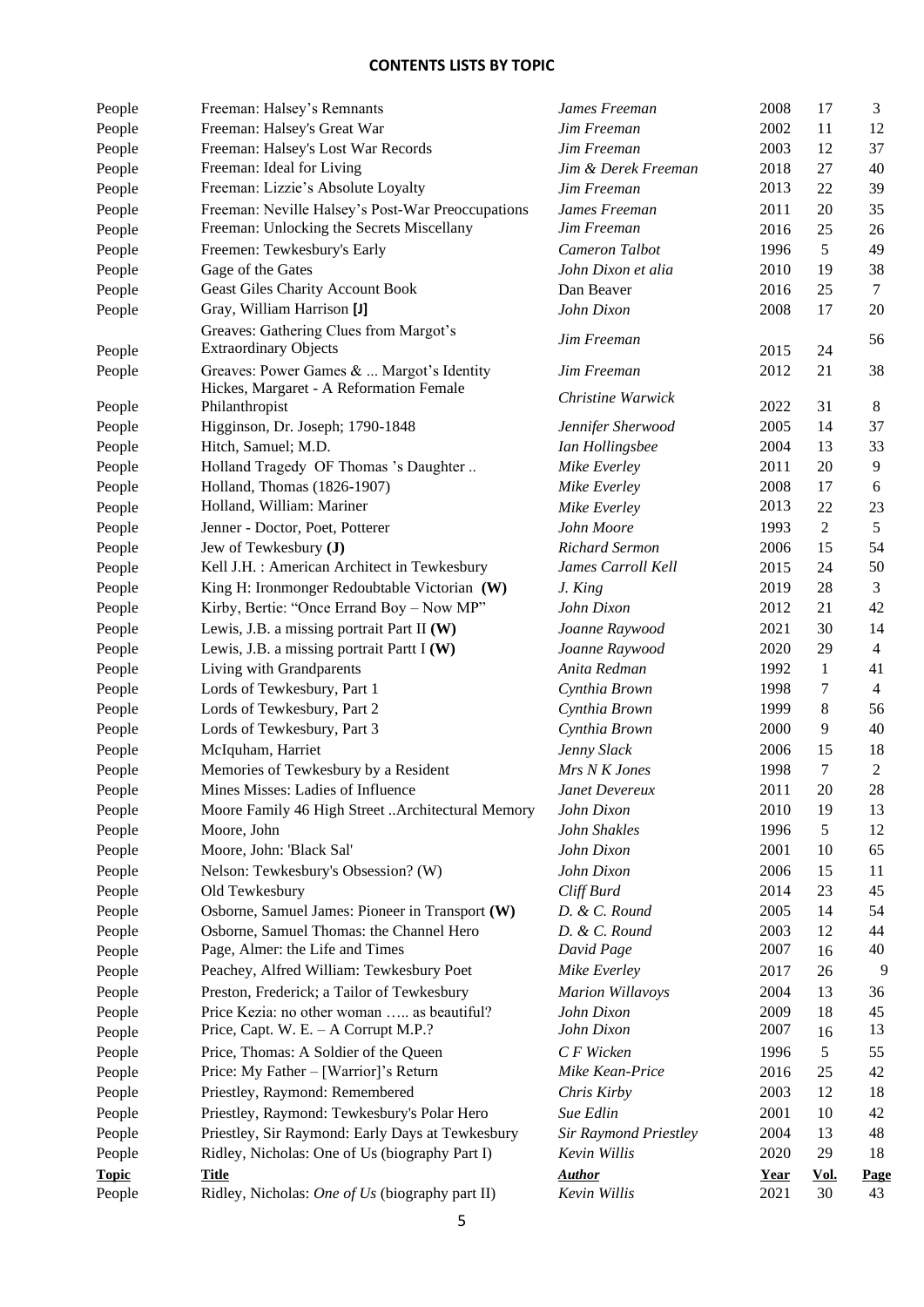## CONTENTS LISTS BY TOPIC

| Topic | Title | Author | Year | Vol. | Page |
|---|---|---|---|---|---|
| People | Freeman: Halsey's Remnants | *James Freeman* | 2008 | 17 | 3 |
| People | Freeman: Halsey's Great War | *Jim Freeman* | 2002 | 11 | 12 |
| People | Freeman: Halsey's Lost War Records | *Jim Freeman* | 2003 | 12 | 37 |
| People | Freeman: Ideal for Living | *Jim & Derek Freeman* | 2018 | 27 | 40 |
| People | Freeman: Lizzie's Absolute Loyalty | *Jim Freeman* | 2013 | 22 | 39 |
| People | Freeman: Neville Halsey's Post-War Preoccupations | *James Freeman* | 2011 | 20 | 35 |
| People | Freeman: Unlocking the Secrets Miscellany | *Jim Freeman* | 2016 | 25 | 26 |
| People | Freemen: Tewkesbury's Early | *Cameron Talbot* | 1996 | 5 | 49 |
| People | Gage of the Gates | *John Dixon et alia* | 2010 | 19 | 38 |
| People | Geast Giles Charity Account Book | Dan Beaver | 2016 | 25 | 7 |
| People | Gray, William Harrison **[J]** | *John Dixon* | 2008 | 17 | 20 |
| People | Greaves: Gathering Clues from Margot's Extraordinary Objects | *Jim Freeman* | 2015 | 24 | 56 |
| People | Greaves: Power Games & ... Margot's Identity | *Jim Freeman* | 2012 | 21 | 38 |
| People | Hickes, Margaret - A Reformation Female Philanthropist | *Christine Warwick* | 2022 | 31 | 8 |
| People | Higginson, Dr. Joseph; 1790-1848 | *Jennifer Sherwood* | 2005 | 14 | 37 |
| People | Hitch, Samuel; M.D. | *Ian Hollingsbee* | 2004 | 13 | 33 |
| People | Holland Tragedy OF Thomas 's Daughter .. | *Mike Everley* | 2011 | 20 | 9 |
| People | Holland, Thomas (1826-1907) | *Mike Everley* | 2008 | 17 | 6 |
| People | Holland, William: Mariner | *Mike Everley* | 2013 | 22 | 23 |
| People | Jenner - Doctor, Poet, Potterer | *John Moore* | 1993 | 2 | 5 |
| People | Jew of Tewkesbury **(J)** | *Richard Sermon* | 2006 | 15 | 54 |
| People | Kell J.H. : American Architect in Tewkesbury | *James Carroll Kell* | 2015 | 24 | 50 |
| People | King H: Ironmonger Redoubtable Victorian **(W)** | *J. King* | 2019 | 28 | 3 |
| People | Kirby, Bertie: "Once Errand Boy – Now MP" | *John Dixon* | 2012 | 21 | 42 |
| People | Lewis, J.B. a missing portrait Part II **(W)** | *Joanne Raywood* | 2021 | 30 | 14 |
| People | Lewis, J.B. a missing portrait Partt I **(W)** | *Joanne Raywood* | 2020 | 29 | 4 |
| People | Living with Grandparents | *Anita Redman* | 1992 | 1 | 41 |
| People | Lords of Tewkesbury, Part 1 | *Cynthia Brown* | 1998 | 7 | 4 |
| People | Lords of Tewkesbury, Part 2 | *Cynthia Brown* | 1999 | 8 | 56 |
| People | Lords of Tewkesbury, Part 3 | *Cynthia Brown* | 2000 | 9 | 40 |
| People | McIquham, Harriet | *Jenny Slack* | 2006 | 15 | 18 |
| People | Memories of Tewkesbury by a Resident | *Mrs N K Jones* | 1998 | 7 | 2 |
| People | Mines Misses: Ladies of Influence | *Janet Devereux* | 2011 | 20 | 28 |
| People | Moore Family 46 High Street ..Architectural Memory | *John Dixon* | 2010 | 19 | 13 |
| People | Moore, John | *John Shakles* | 1996 | 5 | 12 |
| People | Moore, John: 'Black Sal' | *John Dixon* | 2001 | 10 | 65 |
| People | Nelson: Tewkesbury's Obsession? (W) | *John Dixon* | 2006 | 15 | 11 |
| People | Old Tewkesbury | *Cliff Burd* | 2014 | 23 | 45 |
| People | Osborne, Samuel James: Pioneer in Transport **(W)** | *D. & C. Round* | 2005 | 14 | 54 |
| People | Osborne, Samuel Thomas: the Channel Hero | *D. & C. Round* | 2003 | 12 | 44 |
| People | Page, Almer: the Life and Times | *David Page* | 2007 | 16 | 40 |
| People | Peachey, Alfred William: Tewkesbury Poet | *Mike Everley* | 2017 | 26 | 9 |
| People | Preston, Frederick; a Tailor of Tewkesbury | *Marion Willavoys* | 2004 | 13 | 36 |
| People | Price Kezia: no other woman ….. as beautiful? | *John Dixon* | 2009 | 18 | 45 |
| People | Price, Capt. W. E. – A Corrupt M.P.? | *John Dixon* | 2007 | 16 | 13 |
| People | Price, Thomas: A Soldier of the Queen | *C F Wicken* | 1996 | 5 | 55 |
| People | Price: My Father – [Warrior]'s Return | *Mike Kean-Price* | 2016 | 25 | 42 |
| People | Priestley, Raymond: Remembered | *Chris Kirby* | 2003 | 12 | 18 |
| People | Priestley, Raymond: Tewkesbury's Polar Hero | *Sue Edlin* | 2001 | 10 | 42 |
| People | Priestley, Sir Raymond: Early Days at Tewkesbury | *Sir Raymond Priestley* | 2004 | 13 | 48 |
| People | Ridley, Nicholas: One of Us (biography Part I) | *Kevin Willis* | 2020 | 29 | 18 |
| People | Ridley, Nicholas: *One of Us* (biography part II) | *Kevin Willis* | 2021 | 30 | 43 |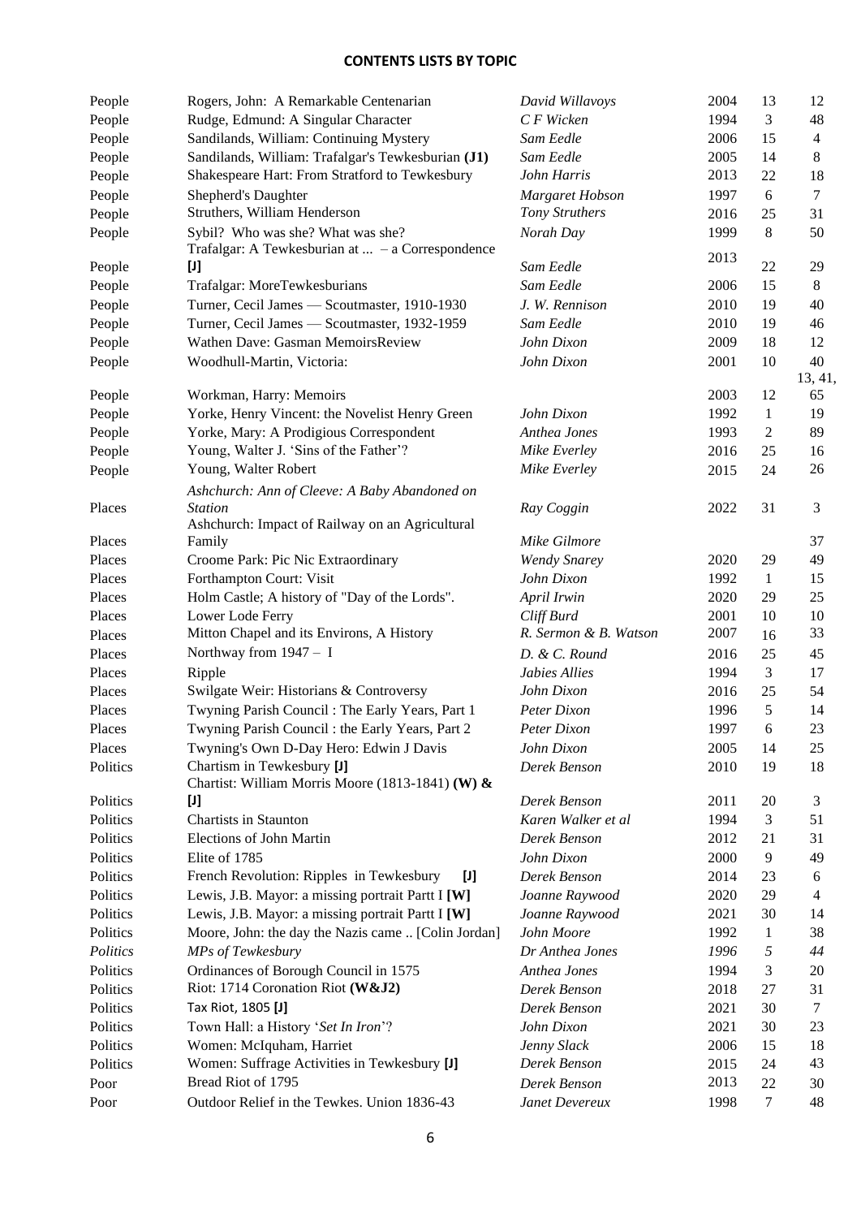## CONTENTS LISTS BY TOPIC

| | | | | | |
|---|---|---|---|---|---|
| People | Rogers, John: A Remarkable Centenarian | *David Willavoys* | 2004 | 13 | 12 |
| People | Rudge, Edmund: A Singular Character | *C F Wicken* | 1994 | 3 | 48 |
| People | Sandilands, William: Continuing Mystery | *Sam Eedle* | 2006 | 15 | 4 |
| People | Sandilands, William: Trafalgar's Tewkesburian **(J1)** | *Sam Eedle* | 2005 | 14 | 8 |
| People | Shakespeare Hart: From Stratford to Tewkesbury | *John Harris* | 2013 | 22 | 18 |
| People | Shepherd's Daughter | *Margaret Hobson* | 1997 | 6 | 7 |
| People | Struthers, William Henderson | *Tony Struthers* | 2016 | 25 | 31 |
| People | Sybil? Who was she? What was she? | *Norah Day* | 1999 | 8 | 50 |
| People | Trafalgar: A Tewkesburian at ... – a Correspondence **[J]** | *Sam Eedle* | 2013 | 22 | 29 |
| People | Trafalgar: MoreTewkesburians | *Sam Eedle* | 2006 | 15 | 8 |
| People | Turner, Cecil James — Scoutmaster, 1910-1930 | *J. W. Rennison* | 2010 | 19 | 40 |
| People | Turner, Cecil James — Scoutmaster, 1932-1959 | *Sam Eedle* | 2010 | 19 | 46 |
| People | Wathen Dave: Gasman MemoirsReview | *John Dixon* | 2009 | 18 | 12 |
| People | Woodhull-Martin, Victoria: | *John Dixon* | 2001 | 10 | 40 |
| People | Workman, Harry: Memoirs | | 2003 | 12 | 13, 41, 65 |
| People | Yorke, Henry Vincent: the Novelist Henry Green | *John Dixon* | 1992 | 1 | 19 |
| People | Yorke, Mary: A Prodigious Correspondent | *Anthea Jones* | 1993 | 2 | 89 |
| People | Young, Walter J. 'Sins of the Father'? | *Mike Everley* | 2016 | 25 | 16 |
| People | Young, Walter Robert | *Mike Everley* | 2015 | 24 | 26 |
| Places | *Ashchurch: Ann of Cleeve: A Baby Abandoned on Station* | *Ray Coggin* | 2022 | 31 | 3 |
| Places | Ashchurch: Impact of Railway on an Agricultural Family | *Mike Gilmore* | | | 37 |
| Places | Croome Park: Pic Nic Extraordinary | *Wendy Snarey* | 2020 | 29 | 49 |
| Places | Forthampton Court: Visit | *John Dixon* | 1992 | 1 | 15 |
| Places | Holm Castle; A history of "Day of the Lords". | *April Irwin* | 2020 | 29 | 25 |
| Places | Lower Lode Ferry | *Cliff Burd* | 2001 | 10 | 10 |
| Places | Mitton Chapel and its Environs, A History | *R. Sermon & B. Watson* | 2007 | 16 | 33 |
| Places | Northway from 1947 – I | *D. & C. Round* | 2016 | 25 | 45 |
| Places | Ripple | *Jabies Allies* | 1994 | 3 | 17 |
| Places | Swilgate Weir: Historians & Controversy | *John Dixon* | 2016 | 25 | 54 |
| Places | Twyning Parish Council : The Early Years, Part 1 | *Peter Dixon* | 1996 | 5 | 14 |
| Places | Twyning Parish Council : the Early Years, Part 2 | *Peter Dixon* | 1997 | 6 | 23 |
| Places | Twyning's Own D-Day Hero: Edwin J Davis | *John Dixon* | 2005 | 14 | 25 |
| Politics | Chartism in Tewkesbury **[J]** | *Derek Benson* | 2010 | 19 | 18 |
| Politics | Chartist: William Morris Moore (1813-1841) **(W) & [J]** | *Derek Benson* | 2011 | 20 | 3 |
| Politics | Chartists in Staunton | *Karen Walker et al* | 1994 | 3 | 51 |
| Politics | Elections of John Martin | *Derek Benson* | 2012 | 21 | 31 |
| Politics | Elite of 1785 | *John Dixon* | 2000 | 9 | 49 |
| Politics | French Revolution: Ripples in Tewkesbury **[J]** | *Derek Benson* | 2014 | 23 | 6 |
| Politics | Lewis, J.B. Mayor: a missing portrait Partt I **[W]** | *Joanne Raywood* | 2020 | 29 | 4 |
| Politics | Lewis, J.B. Mayor: a missing portrait Partt I **[W]** | *Joanne Raywood* | 2021 | 30 | 14 |
| Politics | Moore, John: the day the Nazis came .. [Colin Jordan] | *John Moore* | 1992 | 1 | 38 |
| *Politics* | *MPs of Tewkesbury* | *Dr Anthea Jones* | *1996* | *5* | *44* |
| Politics | Ordinances of Borough Council in 1575 | *Anthea Jones* | 1994 | 3 | 20 |
| Politics | Riot: 1714 Coronation Riot **(W&J2)** | *Derek Benson* | 2018 | 27 | 31 |
| Politics | Tax Riot, 1805 **[J]** | *Derek Benson* | 2021 | 30 | 7 |
| Politics | Town Hall: a History '*Set In Iron*'? | *John Dixon* | 2021 | 30 | 23 |
| Politics | Women: McIquham, Harriet | *Jenny Slack* | 2006 | 15 | 18 |
| Politics | Women: Suffrage Activities in Tewkesbury **[J]** | *Derek Benson* | 2015 | 24 | 43 |
| Poor | Bread Riot of 1795 | *Derek Benson* | 2013 | 22 | 30 |
| Poor | Outdoor Relief in the Tewkes. Union 1836-43 | *Janet Devereux* | 1998 | 7 | 48 |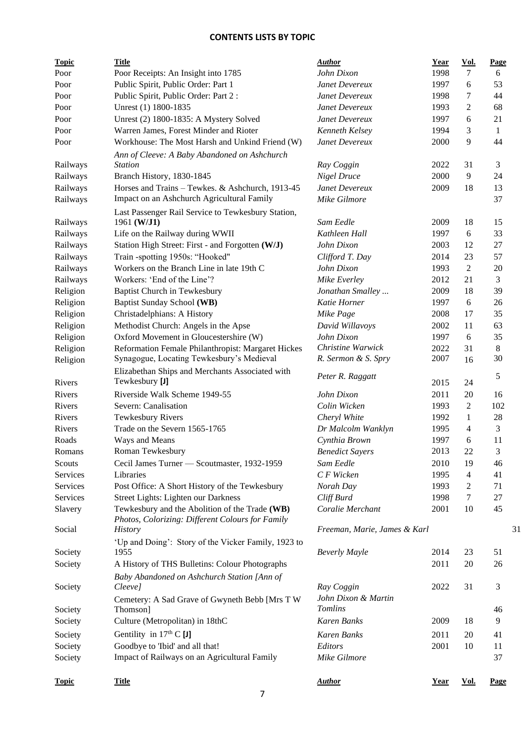## CONTENTS LISTS BY TOPIC

| Topic | Title | Author | Year | Vol. | Page |
|---|---|---|---|---|---|
| Poor | Poor Receipts: An Insight into 1785 | *John Dixon* | 1998 | 7 | 6 |
| Poor | Public Spirit, Public Order: Part 1 | *Janet Devereux* | 1997 | 6 | 53 |
| Poor | Public Spirit, Public Order: Part 2 : | *Janet Devereux* | 1998 | 7 | 44 |
| Poor | Unrest (1) 1800-1835 | *Janet Devereux* | 1993 | 2 | 68 |
| Poor | Unrest (2) 1800-1835: A Mystery Solved | *Janet Devereux* | 1997 | 6 | 21 |
| Poor | Warren James, Forest Minder and Rioter | *Kenneth Kelsey* | 1994 | 3 | 1 |
| Poor | Workhouse: The Most Harsh and Unkind Friend (W) | *Janet Devereux* | 2000 | 9 | 44 |
| Railways | *Ann of Cleeve: A Baby Abandoned on Ashchurch Station* | *Ray Coggin* | 2022 | 31 | 3 |
| Railways | Branch History, 1830-1845 | *Nigel Druce* | 2000 | 9 | 24 |
| Railways | Horses and Trains – Tewkes. & Ashchurch, 1913-45 | *Janet Devereux* | 2009 | 18 | 13 |
| Railways | Impact on an Ashchurch Agricultural Family | *Mike Gilmore* | | | 37 |
| Railways | Last Passenger Rail Service to Tewkesbury Station, 1961 **(W/J1)** | *Sam Eedle* | 2009 | 18 | 15 |
| Railways | Life on the Railway during WWII | *Kathleen Hall* | 1997 | 6 | 33 |
| Railways | Station High Street: First - and Forgotten **(W/J)** | *John Dixon* | 2003 | 12 | 27 |
| Railways | Train -spotting 1950s: "Hooked" | *Clifford T. Day* | 2014 | 23 | 57 |
| Railways | Workers on the Branch Line in late 19th C | *John Dixon* | 1993 | 2 | 20 |
| Railways | Workers: 'End of the Line'? | *Mike Everley* | 2012 | 21 | 3 |
| Religion | Baptist Church in Tewkesbury | *Jonathan Smalley ...* | 2009 | 18 | 39 |
| Religion | Baptist Sunday School **(WB)** | *Katie Horner* | 1997 | 6 | 26 |
| Religion | Christadelphians: A History | *Mike Page* | 2008 | 17 | 35 |
| Religion | Methodist Church: Angels in the Apse | *David Willavoys* | 2002 | 11 | 63 |
| Religion | Oxford Movement in Gloucestershire (W) | *John Dixon* | 1997 | 6 | 35 |
| Religion | Reformation Female Philanthropist: Margaret Hickes | *Christine Warwick* | 2022 | 31 | 8 |
| Religion | Synagogue, Locating Tewkesbury's Medieval | *R. Sermon & S. Spry* | 2007 | 16 | 30 |
| Rivers | Elizabethan Ships and Merchants Associated with Tewkesbury **[J]** | *Peter R. Raggatt* | 2015 | 24 | 5 |
| Rivers | Riverside Walk Scheme 1949-55 | *John Dixon* | 2011 | 20 | 16 |
| Rivers | Severn: Canalisation | *Colin Wicken* | 1993 | 2 | 102 |
| Rivers | Tewkesbury Rivers | *Cheryl White* | 1992 | 1 | 28 |
| Rivers | Trade on the Severn 1565-1765 | *Dr Malcolm Wanklyn* | 1995 | 4 | 3 |
| Roads | Ways and Means | *Cynthia Brown* | 1997 | 6 | 11 |
| Romans | Roman Tewkesbury | *Benedict Sayers* | 2013 | 22 | 3 |
| Scouts | Cecil James Turner — Scoutmaster, 1932-1959 | *Sam Eedle* | 2010 | 19 | 46 |
| Services | Libraries | *C F Wicken* | 1995 | 4 | 41 |
| Services | Post Office: A Short History of the Tewkesbury | *Norah Day* | 1993 | 2 | 71 |
| Services | Street Lights: Lighten our Darkness | *Cliff Burd* | 1998 | 7 | 27 |
| Slavery | Tewkesbury and the Abolition of the Trade **(WB)** | *Coralie Merchant* | 2001 | 10 | 45 |
| Social | *Photos, Colorizing: Different Colours for Family History* | *Freeman, Marie, James & Karl* | | | 31 |
| Society | 'Up and Doing': Story of the Vicker Family, 1923 to 1955 | *Beverly Mayle* | 2014 | 23 | 51 |
| Society | A History of THS Bulletins: Colour Photographs | | 2011 | 20 | 26 |
| Society | *Baby Abandoned on Ashchurch Station [Ann of Cleeve]* | *Ray Coggin* | 2022 | 31 | 3 |
| Society | Cemetery: A Sad Grave of Gwyneth Bebb [Mrs T W Thomson] | *John Dixon & Martin Tomlins* | | | 46 |
| Society | Culture (Metropolitan) in 18thC | *Karen Banks* | 2009 | 18 | 9 |
| Society | Gentility in 17th C **[J]** | *Karen Banks* | 2011 | 20 | 41 |
| Society | Goodbye to 'Ibid' and all that! | *Editors* | 2001 | 10 | 11 |
| Society | Impact of Railways on an Agricultural Family | *Mike Gilmore* | | | 37 |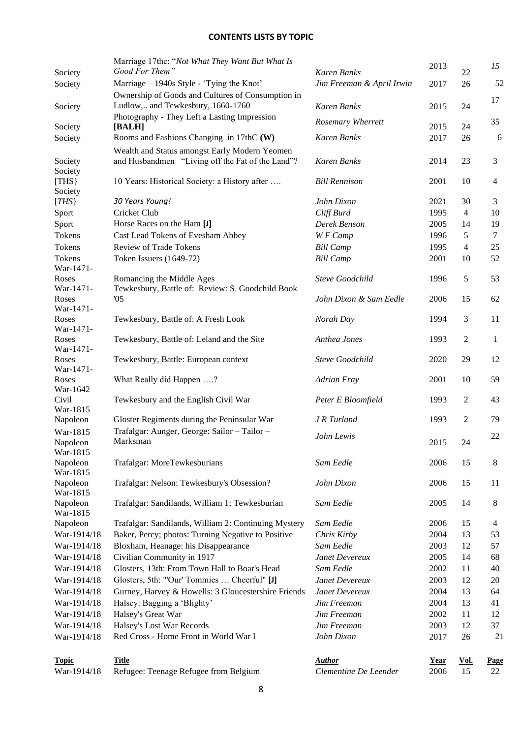## CONTENTS LISTS BY TOPIC

| Topic | Title | Author | Year | Vol. | Page |
|---|---|---|---|---|---|
| Society | Marriage 17thc: "*Not What They Want But What Is Good For Them"* | *Karen Banks* | 2013 | 22 | *15* |
| Society | Marriage – 1940s Style - 'Tying the Knot' | *Jim Freeman & April Irwin* | 2017 | 26 | 52 |
| Society | Ownership of Goods and Cultures of Consumption in Ludlow,.. and Tewkesbury, 1660-1760 | *Karen Banks* | 2015 | 24 | 17 |
| Society | Photography - They Left a Lasting Impression **[BALH]** | *Rosemary Wherrett* | 2015 | 24 | 35 |
| Society | Rooms and Fashions Changing in 17thC **(W)** | *Karen Banks* | 2017 | 26 | 6 |
| Society | Wealth and Status amongst Early Modern Yeomen and Husbandmen "Living off the Fat of the Land"? | *Karen Banks* | 2014 | 23 | 3 |
| Society [THS} | 10 Years: Historical Society: a History after …. | *Bill Rennison* | 2001 | 10 | 4 |
| Society [*THS*} | *30 Years Young!* | John Dixon | 2021 | 30 | 3 |
| Sport | Cricket Club | *Cliff Burd* | 1995 | 4 | 10 |
| Sport | Horse Races on the Ham **[J]** | *Derek Benson* | 2005 | 14 | 19 |
| Tokens | Cast Lead Tokens of Evesham Abbey | *W F Camp* | 1996 | 5 | 7 |
| Tokens | Review of Trade Tokens | *Bill Camp* | 1995 | 4 | 25 |
| Tokens | Token Issuers (1649-72) | *Bill Camp* | 2001 | 10 | 52 |
| War-1471-Roses | Romancing the Middle Ages | *Steve Goodchild* | 1996 | 5 | 53 |
| War-1471-Roses | Tewkesbury, Battle of: Review: S. Goodchild Book '05 | *John Dixon & Sam Eedle* | 2006 | 15 | 62 |
| War-1471-Roses | Tewkesbury, Battle of: A Fresh Look | *Norah Day* | 1994 | 3 | 11 |
| War-1471-Roses | Tewkesbury, Battle of: Leland and the Site | *Anthea Jones* | 1993 | 2 | 1 |
| War-1471-Roses | Tewkesbury, Battle: European context | *Steve Goodchild* | 2020 | 29 | 12 |
| War-1471-Roses | What Really did Happen ….? | *Adrian Fray* | 2001 | 10 | 59 |
| War-1642 Civil | Tewkesbury and the English Civil War | *Peter E Bloomfield* | 1993 | 2 | 43 |
| War-1815 Napoleon | Gloster Regiments during the Peninsular War | *J R Turland* | 1993 | 2 | 79 |
| War-1815 Napoleon | Trafalgar: Aunger, George: Sailor – Tailor – Marksman | *John Lewis* | 2015 | 24 | 22 |
| War-1815 Napoleon | Trafalgar: MoreTewkesburians | *Sam Eedle* | 2006 | 15 | 8 |
| War-1815 Napoleon | Trafalgar: Nelson: Tewkesbury's Obsession? | *John Dixon* | 2006 | 15 | 11 |
| War-1815 Napoleon | Trafalgar: Sandilands, William 1; Tewkesburian | *Sam Eedle* | 2005 | 14 | 8 |
| War-1815 Napoleon | Trafalgar: Sandilands, William 2: Continuing Mystery | *Sam Eedle* | 2006 | 15 | 4 |
| War-1914/18 | Baker, Percy; photos: Turning Negative to Positive | *Chris Kirby* | 2004 | 13 | 53 |
| War-1914/18 | Bloxham, Heanage: his Disappearance | *Sam Eedle* | 2003 | 12 | 57 |
| War-1914/18 | Civilian Community in 1917 | *Janet Devereux* | 2005 | 14 | 68 |
| War-1914/18 | Glosters, 13th: From Town Hall to Boar's Head | *Sam Eedle* | 2002 | 11 | 40 |
| War-1914/18 | Glosters, 5th: "'Our' Tommies … Cheerful" **[J]** | *Janet Devereux* | 2003 | 12 | 20 |
| War-1914/18 | Gurney, Harvey & Howells: 3 Gloucestershire Friends | *Janet Devereux* | 2004 | 13 | 64 |
| War-1914/18 | Halsey: Bagging a 'Blighty' | *Jim Freeman* | 2004 | 13 | 41 |
| War-1914/18 | Halsey's Great War | *Jim Freeman* | 2002 | 11 | 12 |
| War-1914/18 | Halsey's Lost War Records | *Jim Freeman* | 2003 | 12 | 37 |
| War-1914/18 | Red Cross - Home Front in World War I | *John Dixon* | 2017 | 26 | 21 |
| War-1914/18 | Refugee: Teenage Refugee from Belgium | *Clementine De Leender* | 2006 | 15 | 22 |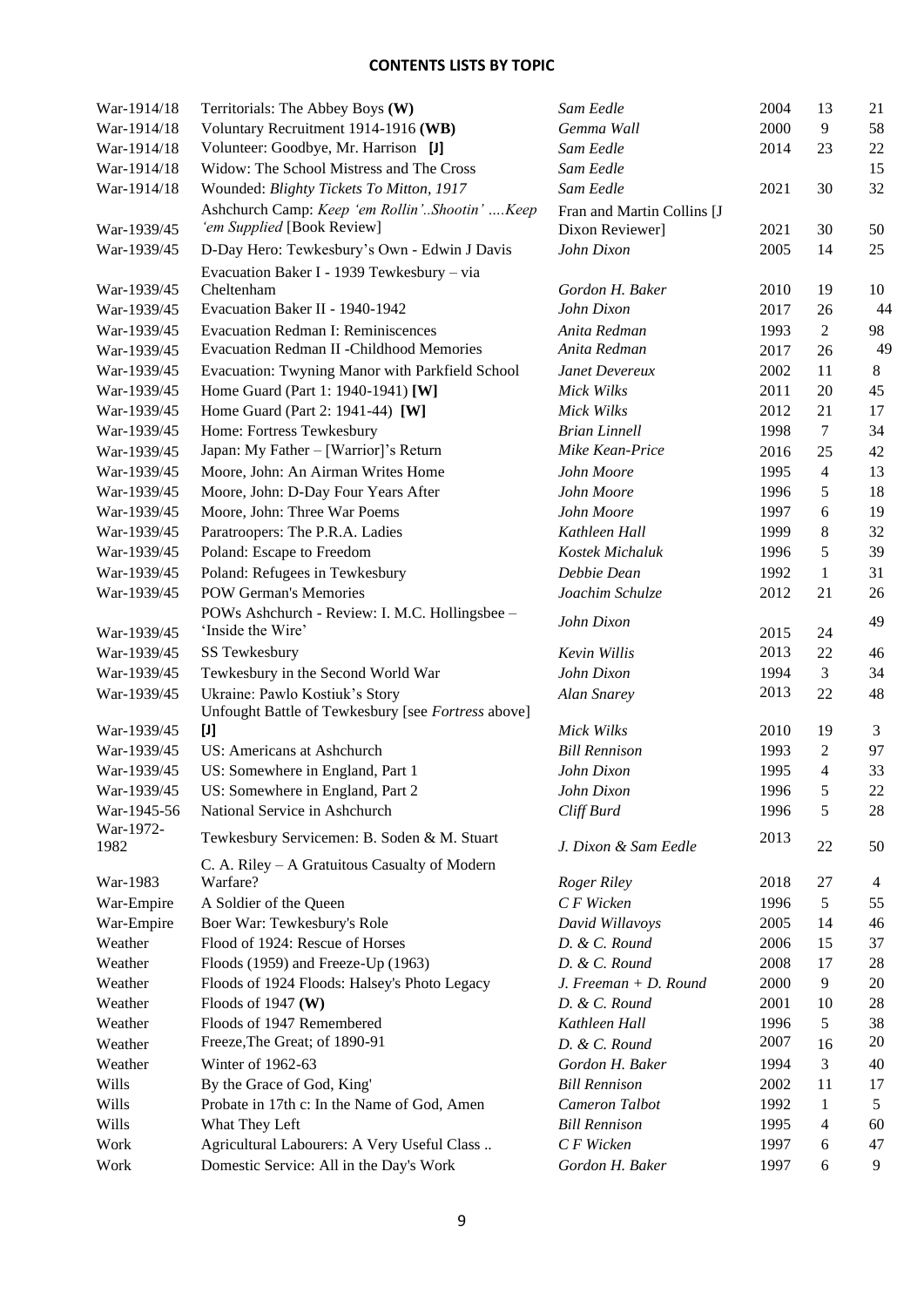## CONTENTS LISTS BY TOPIC

| | | | | | |
|---|---|---|---|---|---|
| War-1914/18 | Territorials: The Abbey Boys **(W)** | *Sam Eedle* | 2004 | 13 | 21 |
| War-1914/18 | Voluntary Recruitment 1914-1916 **(WB)** | *Gemma Wall* | 2000 | 9 | 58 |
| War-1914/18 | Volunteer: Goodbye, Mr. Harrison **[J]** | *Sam Eedle* | 2014 | 23 | 22 |
| War-1914/18 | Widow: The School Mistress and The Cross | *Sam Eedle* | | | 15 |
| War-1914/18 | Wounded: *Blighty Tickets To Mitton, 1917* | *Sam Eedle* | 2021 | 30 | 32 |
| War-1939/45 | Ashchurch Camp: *Keep 'em Rollin'..Shootin' ….Keep 'em Supplied* [Book Review] | *Fran and Martin Collins [J Dixon Reviewer]* | 2021 | 30 | 50 |
| War-1939/45 | D-Day Hero: Tewkesbury's Own - Edwin J Davis | *John Dixon* | 2005 | 14 | 25 |
| War-1939/45 | Evacuation Baker I - 1939 Tewkesbury – via Cheltenham | *Gordon H. Baker* | 2010 | 19 | 10 |
| War-1939/45 | Evacuation Baker II - 1940-1942 | *John Dixon* | 2017 | 26 | 44 |
| War-1939/45 | Evacuation Redman I: Reminiscences | *Anita Redman* | 1993 | 2 | 98 |
| War-1939/45 | Evacuation Redman II -Childhood Memories | *Anita Redman* | 2017 | 26 | 49 |
| War-1939/45 | Evacuation: Twyning Manor with Parkfield School | *Janet Devereux* | 2002 | 11 | 8 |
| War-1939/45 | Home Guard (Part 1: 1940-1941) **[W]** | *Mick Wilks* | 2011 | 20 | 45 |
| War-1939/45 | Home Guard (Part 2: 1941-44) **[W]** | *Mick Wilks* | 2012 | 21 | 17 |
| War-1939/45 | Home: Fortress Tewkesbury | *Brian Linnell* | 1998 | 7 | 34 |
| War-1939/45 | Japan: My Father – [Warrior]'s Return | *Mike Kean-Price* | 2016 | 25 | 42 |
| War-1939/45 | Moore, John: An Airman Writes Home | *John Moore* | 1995 | 4 | 13 |
| War-1939/45 | Moore, John: D-Day Four Years After | *John Moore* | 1996 | 5 | 18 |
| War-1939/45 | Moore, John: Three War Poems | *John Moore* | 1997 | 6 | 19 |
| War-1939/45 | Paratroopers: The P.R.A. Ladies | *Kathleen Hall* | 1999 | 8 | 32 |
| War-1939/45 | Poland: Escape to Freedom | *Kostek Michaluk* | 1996 | 5 | 39 |
| War-1939/45 | Poland: Refugees in Tewkesbury | *Debbie Dean* | 1992 | 1 | 31 |
| War-1939/45 | POW German's Memories | *Joachim Schulze* | 2012 | 21 | 26 |
| War-1939/45 | POWs Ashchurch - Review: I. M.C. Hollingsbee – 'Inside the Wire' | *John Dixon* | 2015 | 24 | 49 |
| War-1939/45 | SS Tewkesbury | *Kevin Willis* | 2013 | 22 | 46 |
| War-1939/45 | Tewkesbury in the Second World War | *John Dixon* | 1994 | 3 | 34 |
| War-1939/45 | Ukraine: Pawlo Kostiuk's Story | *Alan Snarey* | 2013 | 22 | 48 |
| War-1939/45 | Unfought Battle of Tewkesbury [see *Fortress* above] **[J]** | *Mick Wilks* | 2010 | 19 | 3 |
| War-1939/45 | US: Americans at Ashchurch | *Bill Rennison* | 1993 | 2 | 97 |
| War-1939/45 | US: Somewhere in England, Part 1 | *John Dixon* | 1995 | 4 | 33 |
| War-1939/45 | US: Somewhere in England, Part 2 | *John Dixon* | 1996 | 5 | 22 |
| War-1945-56 | National Service in Ashchurch | *Cliff Burd* | 1996 | 5 | 28 |
| War-1972-1982 | Tewkesbury Servicemen: B. Soden & M. Stuart | *J. Dixon & Sam Eedle* | 2013 | 22 | 50 |
| War-1983 | C. A. Riley – A Gratuitous Casualty of Modern Warfare? | *Roger Riley* | 2018 | 27 | 4 |
| War-Empire | A Soldier of the Queen | *C F Wicken* | 1996 | 5 | 55 |
| War-Empire | Boer War: Tewkesbury's Role | *David Willavoys* | 2005 | 14 | 46 |
| Weather | Flood of 1924: Rescue of Horses | *D. & C. Round* | 2006 | 15 | 37 |
| Weather | Floods (1959) and Freeze-Up (1963) | *D. & C. Round* | 2008 | 17 | 28 |
| Weather | Floods of 1924 Floods: Halsey's Photo Legacy | *J. Freeman + D. Round* | 2000 | 9 | 20 |
| Weather | Floods of 1947 **(W)** | *D. & C. Round* | 2001 | 10 | 28 |
| Weather | Floods of 1947 Remembered | *Kathleen Hall* | 1996 | 5 | 38 |
| Weather | Freeze,The Great; of 1890-91 | *D. & C. Round* | 2007 | 16 | 20 |
| Weather | Winter of 1962-63 | *Gordon H. Baker* | 1994 | 3 | 40 |
| Wills | By the Grace of God, King' | *Bill Rennison* | 2002 | 11 | 17 |
| Wills | Probate in 17th c: In the Name of God, Amen | *Cameron Talbot* | 1992 | 1 | 5 |
| Wills | What They Left | *Bill Rennison* | 1995 | 4 | 60 |
| Work | Agricultural Labourers: A Very Useful Class .. | *C F Wicken* | 1997 | 6 | 47 |
| Work | Domestic Service: All in the Day's Work | *Gordon H. Baker* | 1997 | 6 | 9 |